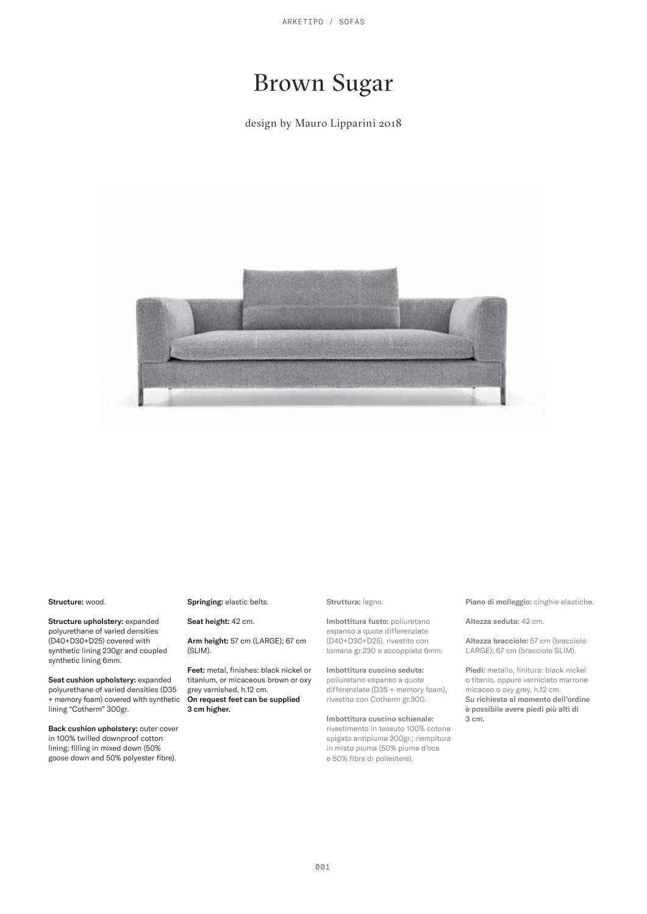# Brown Sugar

design by Mauro Lipparini 2018

**Structure:** wood.

**Structure upholstery:** expanded polyurethane of varied densities (D40+D30+D25) covered with synthetic lining 230gr and coupled synthetic lining 6mm.

**Seat cushion upholstery:** expanded polyurethane of varied densities (D35 + memory foam) covered with synthetic lining "Cotherm" 300gr.

**Back cushion upholstery:** outer cover in 100% twilled downproof cotton lining; filling in mixed down (50% goose down and 50% polyester fibre).

**Springing:** elastic belts.

**Seat height:** 42 cm.

**Arm height:** 57 cm (LARGE); 67 cm (SLIM).

**Feet:** metal, finishes: black nickel or titanium, or micaceous brown or oxy grey varnished, h.12 cm.
**On request feet can be supplied 3 cm higher.**

**Struttura:** legno.

**Imbottitura fusto:** poliuretano espanso a quote differenziate (D40+D30+D25), rivestito con tomana gr.230 e accoppiato 6mm.

**Imbottitura cuscino seduta:** poliuretano espanso a quote differenziate (D35 + memory foam), rivestito con Cotherm gr.300.

**Imbottitura cuscino schienale:** rivestimento in tessuto 100% cotone spigato antipiuma 200gr.; riempitura in misto piuma (50% piuma d'oca e 50% fibra di poliestere).

**Piano di molleggio:** cinghie elastiche.

**Altezza seduta:** 42 cm.

**Altezza bracciolo:** 57 cm (bracciolo LARGE); 67 cm (bracciolo SLIM).

**Piedi:** metallo, finitura: black nickel o titanio, oppure verniciato marrone micaceo o oxy grey, h.12 cm.
**Su richiesta al momento dell'ordine è possibile avere piedi più alti di 3 cm.**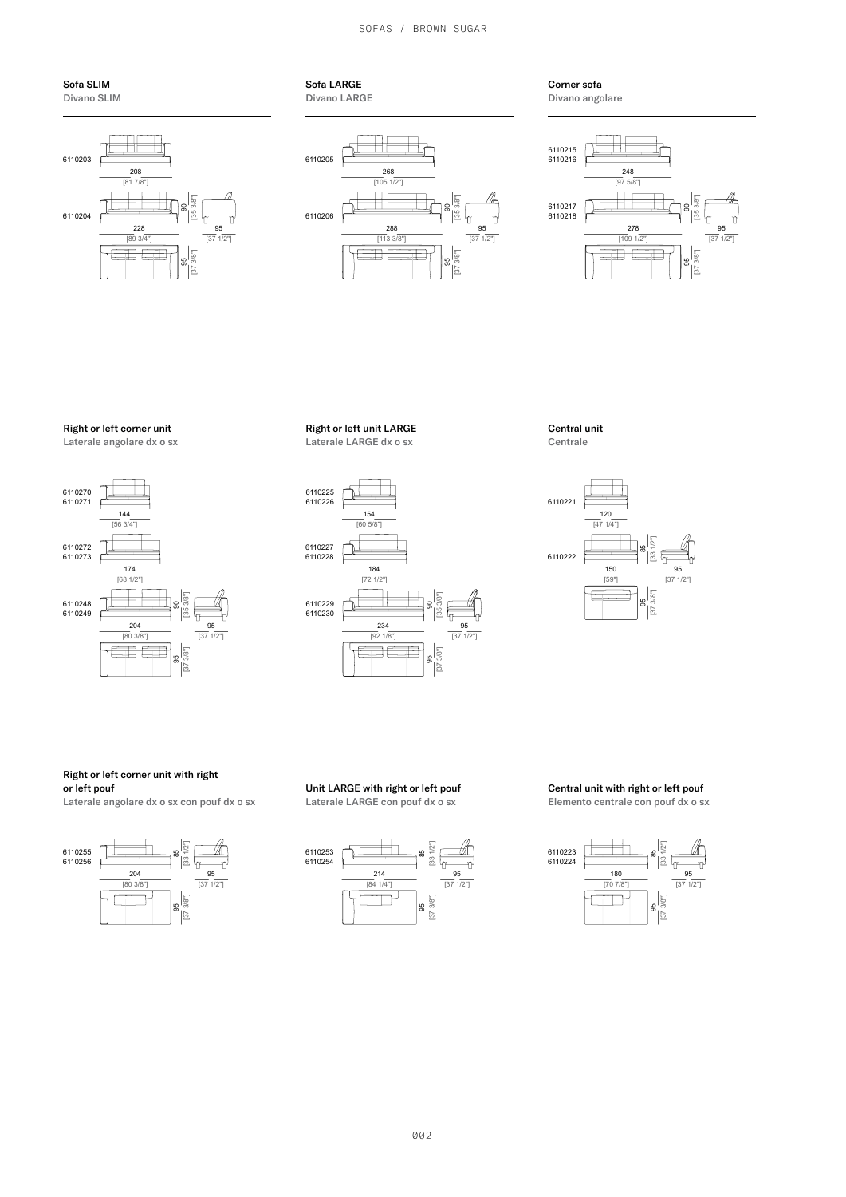**Sofa SLIM**
Divano SLIM

6110203
208
[81 7/8"]

6110204
228
[89 3/4"]

90
[35 3/8"]

95
[37 1/2"]

95
[37 3/8"]

**Sofa LARGE**
Divano LARGE

6110205
268
[105 1/2"]

6110206
288
[113 3/8"]

90
[35 3/8"]

95
[37 1/2"]

95
[37 3/8"]

**Corner sofa**
Divano angolare

6110215
6110216
248
[97 5/8"]

6110217
6110218
278
[109 1/2"]

90
[35 3/8"]

95
[37 1/2"]

95
[37 3/8"]

**Right or left corner unit**
Laterale angolare dx o sx

6110270
6110271
144
[56 3/4"]

6110272
6110273
174
[68 1/2"]

6110248
6110249
204
[80 3/8"]

90
[35 3/8"]

95
[37 1/2"]

95
[37 3/8"]

**Right or left unit LARGE**
Laterale LARGE dx o sx

6110225
6110226
154
[60 5/8"]

6110227
6110228
184
[72 1/2"]

6110229
6110230
234
[92 1/8"]

90
[35 3/8"]

95
[37 1/2"]

95
[37 3/8"]

**Central unit**
Centrale

6110221
120
[47 1/4"]

6110222
150
[59"]

85
[33 1/2"]

95
[37 1/2"]

95
[37 3/8"]

**Right or left corner unit with right or left pouf**
Laterale angolare dx o sx con pouf dx o sx

6110255
6110256
204
[80 3/8"]

85
[33 1/2"]

95
[37 1/2"]

95
[37 3/8"]

**Unit LARGE with right or left pouf**
Laterale LARGE con pouf dx o sx

6110253
6110254
214
[84 1/4"]

85
[33 1/2"]

95
[37 1/2"]

95
[37 3/8"]

**Central unit with right or left pouf**
Elemento centrale con pouf dx o sx

6110223
6110224
180
[70 7/8"]

85
[33 1/2"]

95
[37 1/2"]

95
[37 3/8"]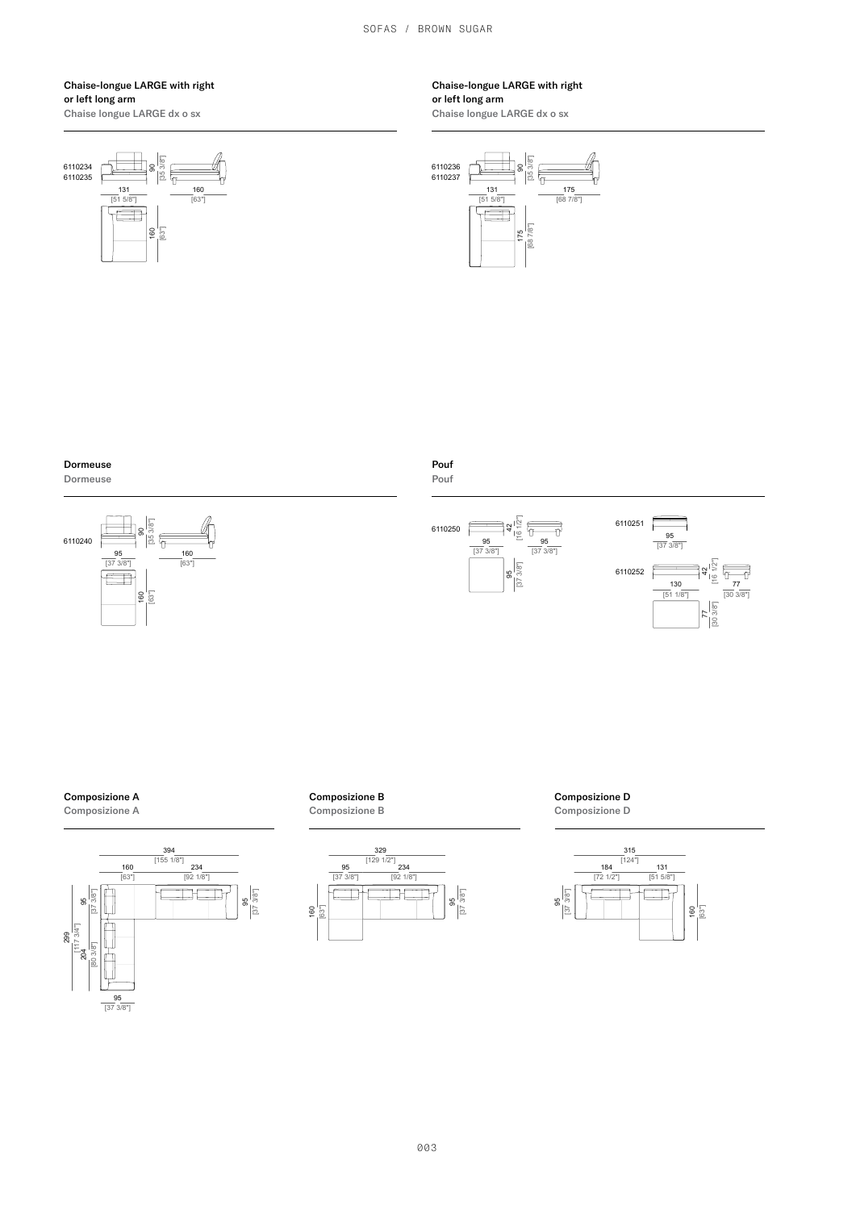## Chaise-longue LARGE with right or left long arm

Chaise longue LARGE dx o sx

6110234
6110235

131
[51 5/8"]

90
[35 3/8"]

160
[63"]

160
[63"]

## Chaise-longue LARGE with right or left long arm

Chaise longue LARGE dx o sx

6110236
6110237

131
[51 5/8"]

90
[35 3/8"]

175
[68 7/8"]

175
[68 7/8"]

## Dormeuse

Dormeuse

6110240

95
[37 3/8"]

90
[35 3/8"]

160
[63"]

160
[63"]

## Pouf

Pouf

6110250

95
[37 3/8"]

42
[16 1/2"]

95
[37 3/8"]

95
[37 3/8"]

6110251

95
[37 3/8"]

6110252

130
[51 1/8"]

42
[16 1/2"]

77
[30 3/8"]

77
[30 3/8"]

## Composizione A

Composizione A

394
[155 1/8"]

160
[63"]

234
[92 1/8"]

95
[37 3/8"]

95
[37 3/8"]

299
[117 3/4"]

204
[80 3/8"]

95
[37 3/8"]

## Composizione B

Composizione B

329
[129 1/2"]

95
[37 3/8"]

234
[92 1/8"]

160
[63"]

95
[37 3/8"]

## Composizione D

Composizione D

315
[124"]

184
[72 1/2"]

131
[51 5/8"]

95
[37 3/8"]

160
[63"]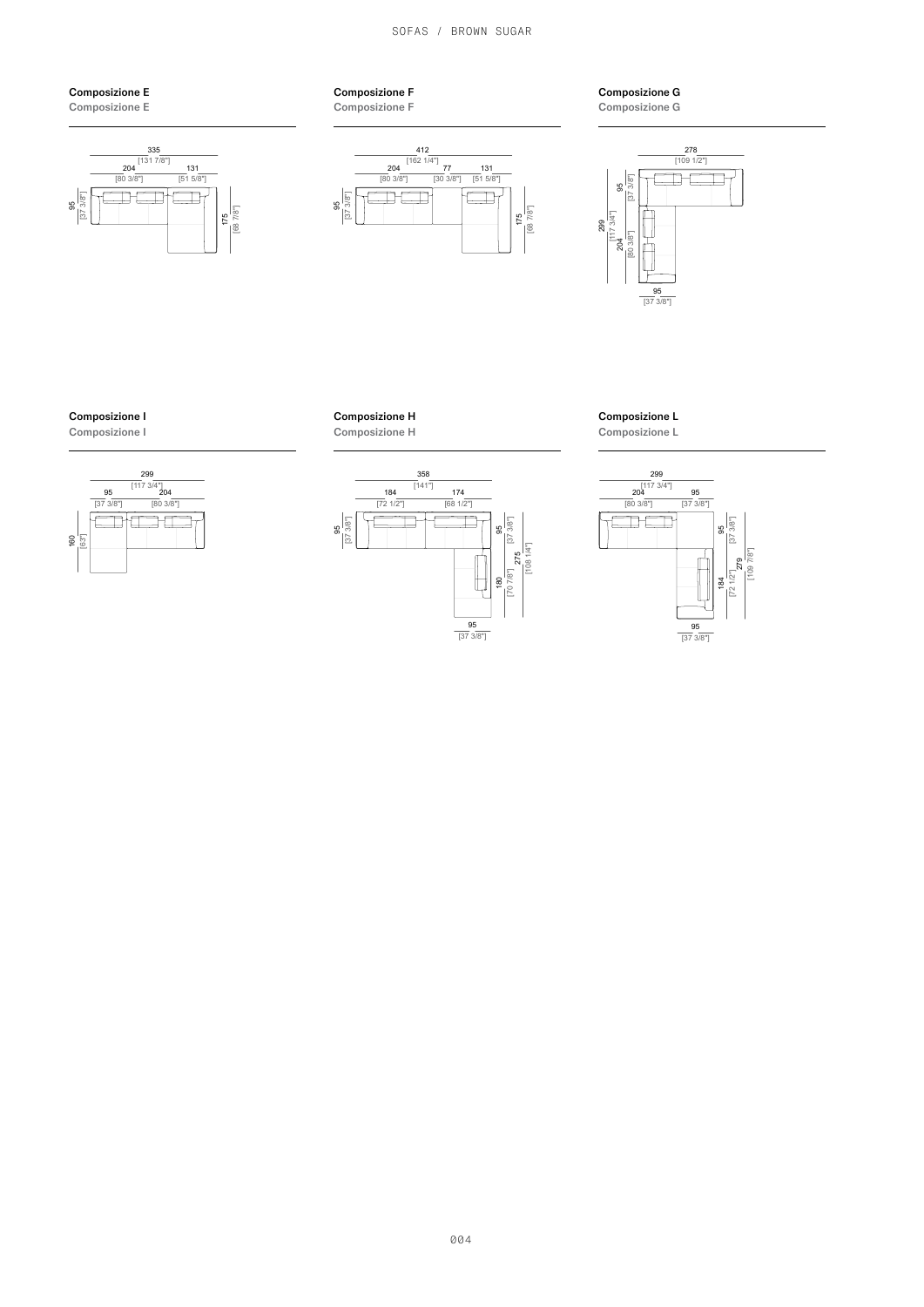### Composizione E

Composizione E

335
[131 7/8"]
204
[80 3/8"]
131
[51 5/8"]
95
[37 3/8"]
175
[68 7/8"]

### Composizione F

Composizione F

412
[162 1/4"]
204
[80 3/8"]
77
[30 3/8"]
131
[51 5/8"]
95
[37 3/8"]
175
[68 7/8"]

### Composizione G

Composizione G

278
[109 1/2"]
95
[37 3/8"]
299
[117 3/4"]
204
[80 3/8"]
95
[37 3/8"]

### Composizione I

Composizione I

299
[117 3/4"]
95
[37 3/8"]
204
[80 3/8"]
160
[63"]

### Composizione H

Composizione H

358
[141"]
184
[72 1/2"]
174
[68 1/2"]
95
[37 3/8"]
95
[37 3/8"]
180
[70 7/8"]
275
[108 1/4"]
95
[37 3/8"]

### Composizione L

Composizione L

299
[117 3/4"]
204
[80 3/8"]
95
[37 3/8"]
95
[37 3/8"]
184
[72 1/2"]
279
[109 7/8"]
95
[37 3/8"]